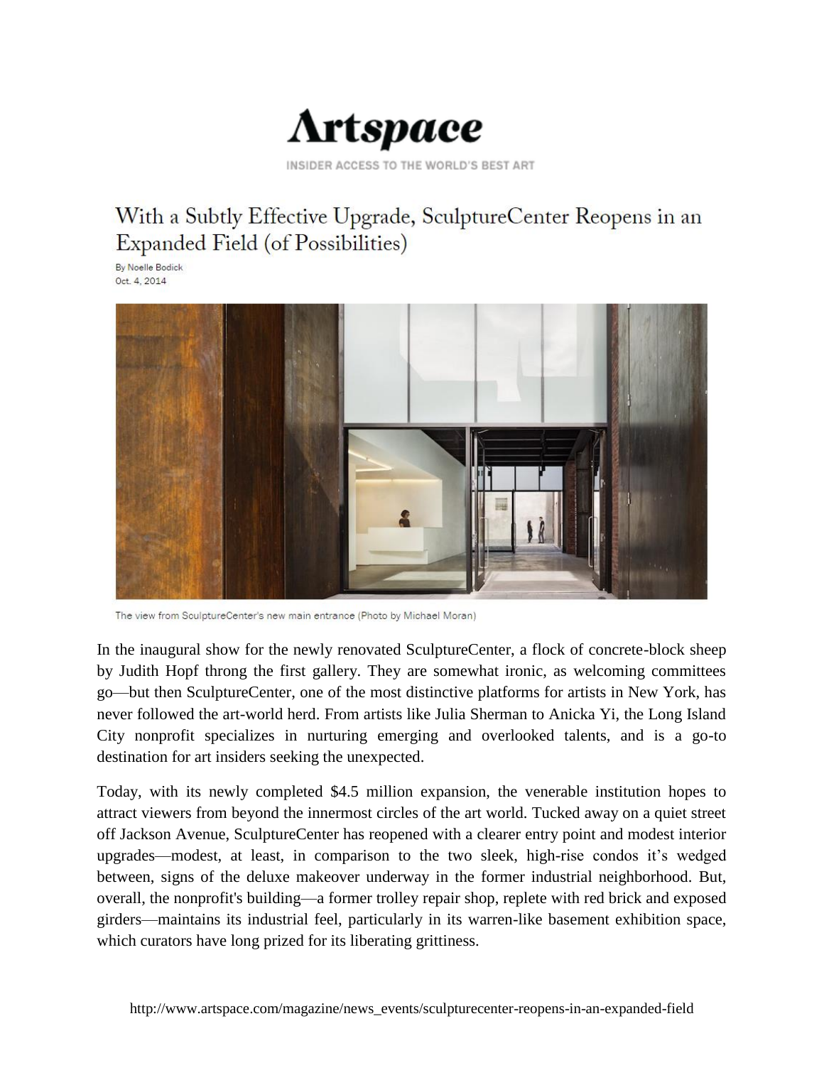# Artspace

INSIDER ACCESS TO THE WORLD'S BEST ART

## With a Subtly Effective Upgrade, SculptureCenter Reopens in an Expanded Field (of Possibilities)

By Noelle Bodick
Oct. 4, 2014

The view from SculptureCenter's new main entrance (Photo by Michael Moran)

In the inaugural show for the newly renovated SculptureCenter, a flock of concrete-block sheep by Judith Hopf throng the first gallery. They are somewhat ironic, as welcoming committees go—but then SculptureCenter, one of the most distinctive platforms for artists in New York, has never followed the art-world herd. From artists like Julia Sherman to Anicka Yi, the Long Island City nonprofit specializes in nurturing emerging and overlooked talents, and is a go-to destination for art insiders seeking the unexpected.

Today, with its newly completed $4.5 million expansion, the venerable institution hopes to attract viewers from beyond the innermost circles of the art world. Tucked away on a quiet street off Jackson Avenue, SculptureCenter has reopened with a clearer entry point and modest interior upgrades—modest, at least, in comparison to the two sleek, high-rise condos it's wedged between, signs of the deluxe makeover underway in the former industrial neighborhood. But, overall, the nonprofit's building—a former trolley repair shop, replete with red brick and exposed girders—maintains its industrial feel, particularly in its warren-like basement exhibition space, which curators have long prized for its liberating grittiness.

http://www.artspace.com/magazine/news_events/sculpturecenter-reopens-in-an-expanded-field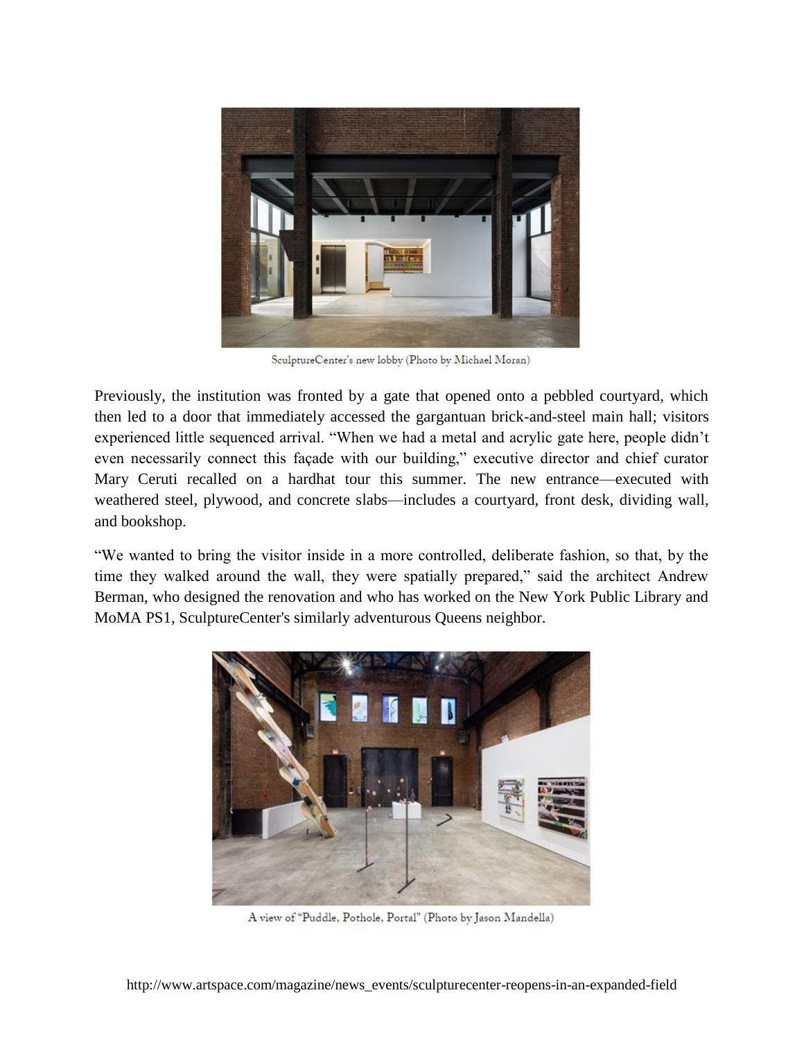SculptureCenter's new lobby (Photo by Michael Moran)

Previously, the institution was fronted by a gate that opened onto a pebbled courtyard, which then led to a door that immediately accessed the gargantuan brick-and-steel main hall; visitors experienced little sequenced arrival. "When we had a metal and acrylic gate here, people didn't even necessarily connect this façade with our building," executive director and chief curator Mary Ceruti recalled on a hardhat tour this summer. The new entrance—executed with weathered steel, plywood, and concrete slabs—includes a courtyard, front desk, dividing wall, and bookshop.

"We wanted to bring the visitor inside in a more controlled, deliberate fashion, so that, by the time they walked around the wall, they were spatially prepared," said the architect Andrew Berman, who designed the renovation and who has worked on the New York Public Library and MoMA PS1, SculptureCenter's similarly adventurous Queens neighbor.

A view of "Puddle, Pothole, Portal" (Photo by Jason Mandella)

http://www.artspace.com/magazine/news_events/sculpturecenter-reopens-in-an-expanded-field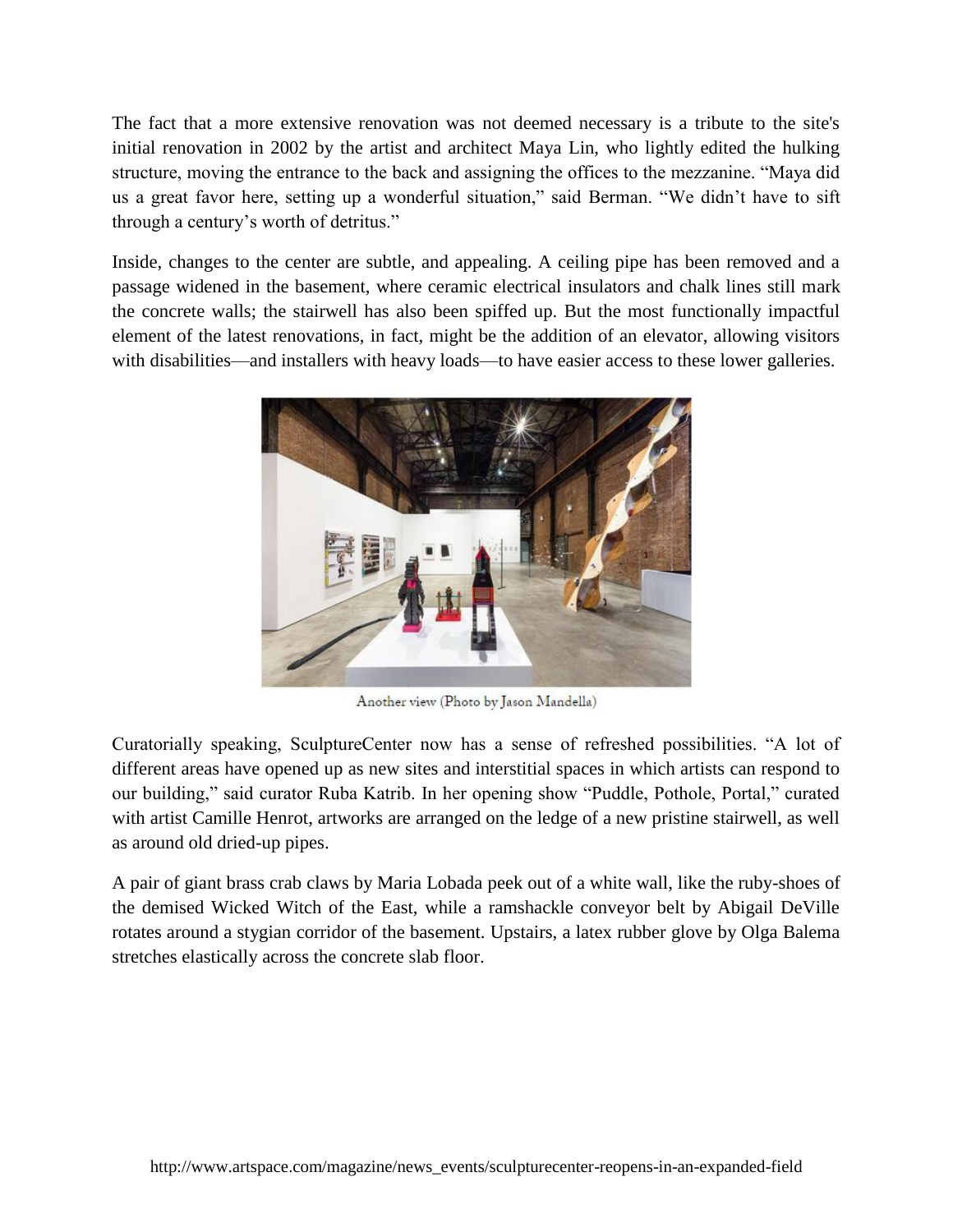The fact that a more extensive renovation was not deemed necessary is a tribute to the site's initial renovation in 2002 by the artist and architect Maya Lin, who lightly edited the hulking structure, moving the entrance to the back and assigning the offices to the mezzanine. “Maya did us a great favor here, setting up a wonderful situation,” said Berman. “We didn’t have to sift through a century’s worth of detritus.”

Inside, changes to the center are subtle, and appealing. A ceiling pipe has been removed and a passage widened in the basement, where ceramic electrical insulators and chalk lines still mark the concrete walls; the stairwell has also been spiffed up. But the most functionally impactful element of the latest renovations, in fact, might be the addition of an elevator, allowing visitors with disabilities—and installers with heavy loads—to have easier access to these lower galleries.

Another view (Photo by Jason Mandella)

Curatorially speaking, SculptureCenter now has a sense of refreshed possibilities. “A lot of different areas have opened up as new sites and interstitial spaces in which artists can respond to our building,” said curator Ruba Katrib. In her opening show “Puddle, Pothole, Portal,” curated with artist Camille Henrot, artworks are arranged on the ledge of a new pristine stairwell, as well as around old dried-up pipes.

A pair of giant brass crab claws by Maria Lobada peek out of a white wall, like the ruby-shoes of the demised Wicked Witch of the East, while a ramshackle conveyor belt by Abigail DeVille rotates around a stygian corridor of the basement. Upstairs, a latex rubber glove by Olga Balema stretches elastically across the concrete slab floor.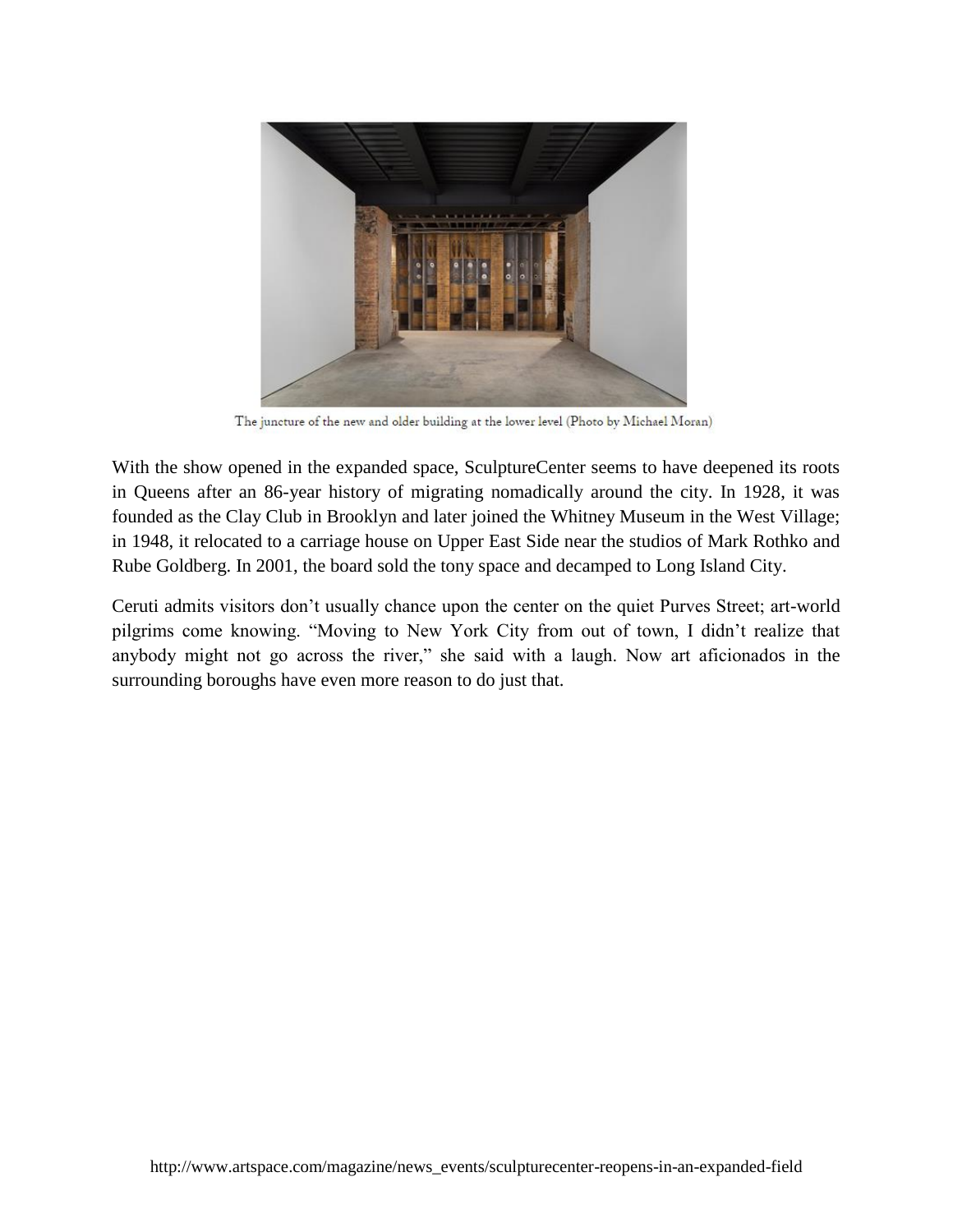The juncture of the new and older building at the lower level (Photo by Michael Moran)

With the show opened in the expanded space, SculptureCenter seems to have deepened its roots in Queens after an 86-year history of migrating nomadically around the city. In 1928, it was founded as the Clay Club in Brooklyn and later joined the Whitney Museum in the West Village; in 1948, it relocated to a carriage house on Upper East Side near the studios of Mark Rothko and Rube Goldberg. In 2001, the board sold the tony space and decamped to Long Island City.

Ceruti admits visitors don't usually chance upon the center on the quiet Purves Street; art-world pilgrims come knowing. "Moving to New York City from out of town, I didn't realize that anybody might not go across the river," she said with a laugh. Now art aficionados in the surrounding boroughs have even more reason to do just that.

http://www.artspace.com/magazine/news_events/sculpturecenter-reopens-in-an-expanded-field